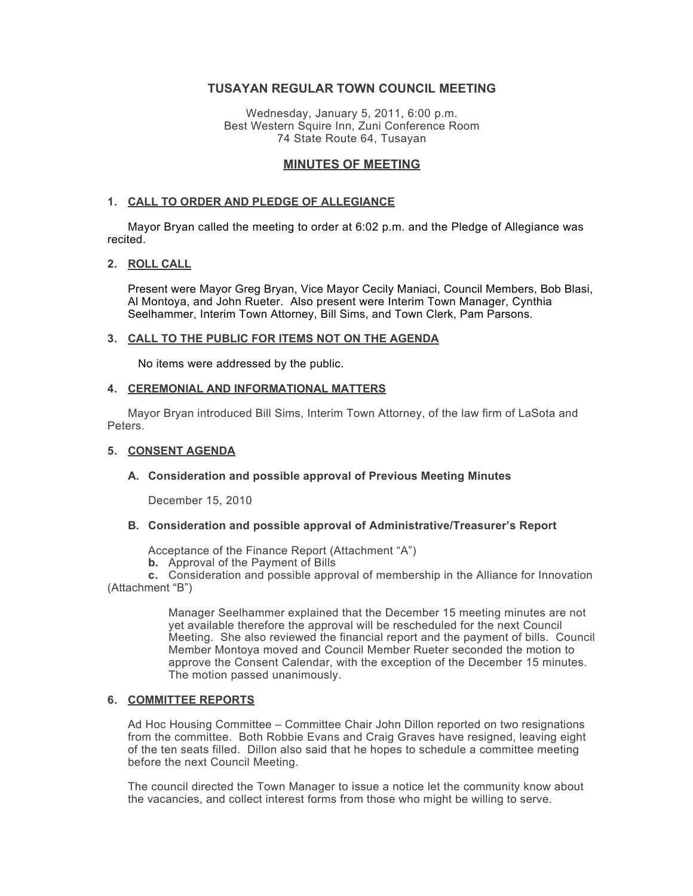# TUSAYAN REGULAR TOWN COUNCIL MEETING

Wednesday, January 5, 2011, 6:00 p.m.
Best Western Squire Inn, Zuni Conference Room
74 State Route 64, Tusayan

## MINUTES OF MEETING

### 1. CALL TO ORDER AND PLEDGE OF ALLEGIANCE

Mayor Bryan called the meeting to order at 6:02 p.m. and the Pledge of Allegiance was recited.

### 2. ROLL CALL

Present were Mayor Greg Bryan, Vice Mayor Cecily Maniaci, Council Members, Bob Blasi, Al Montoya, and John Rueter. Also present were Interim Town Manager, Cynthia Seelhammer, Interim Town Attorney, Bill Sims, and Town Clerk, Pam Parsons.

### 3. CALL TO THE PUBLIC FOR ITEMS NOT ON THE AGENDA

No items were addressed by the public.

### 4. CEREMONIAL AND INFORMATIONAL MATTERS

Mayor Bryan introduced Bill Sims, Interim Town Attorney, of the law firm of LaSota and Peters.

### 5. CONSENT AGENDA

**A. Consideration and possible approval of Previous Meeting Minutes**

December 15, 2010

**B. Consideration and possible approval of Administrative/Treasurer's Report**

Acceptance of the Finance Report (Attachment "A")

**b.** Approval of the Payment of Bills

**c.** Consideration and possible approval of membership in the Alliance for Innovation (Attachment "B")

Manager Seelhammer explained that the December 15 meeting minutes are not yet available therefore the approval will be rescheduled for the next Council Meeting. She also reviewed the financial report and the payment of bills. Council Member Montoya moved and Council Member Rueter seconded the motion to approve the Consent Calendar, with the exception of the December 15 minutes. The motion passed unanimously.

### 6. COMMITTEE REPORTS

Ad Hoc Housing Committee – Committee Chair John Dillon reported on two resignations from the committee. Both Robbie Evans and Craig Graves have resigned, leaving eight of the ten seats filled. Dillon also said that he hopes to schedule a committee meeting before the next Council Meeting.

The council directed the Town Manager to issue a notice let the community know about the vacancies, and collect interest forms from those who might be willing to serve.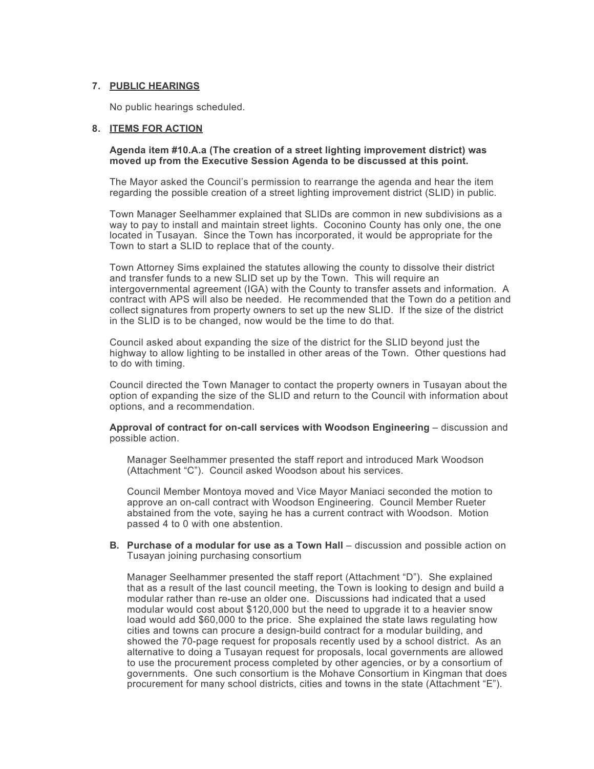## 7. PUBLIC HEARINGS

No public hearings scheduled.

## 8. ITEMS FOR ACTION

**Agenda item #10.A.a (The creation of a street lighting improvement district) was moved up from the Executive Session Agenda to be discussed at this point.**

The Mayor asked the Council's permission to rearrange the agenda and hear the item regarding the possible creation of a street lighting improvement district (SLID) in public.

Town Manager Seelhammer explained that SLIDs are common in new subdivisions as a way to pay to install and maintain street lights. Coconino County has only one, the one located in Tusayan. Since the Town has incorporated, it would be appropriate for the Town to start a SLID to replace that of the county.

Town Attorney Sims explained the statutes allowing the county to dissolve their district and transfer funds to a new SLID set up by the Town. This will require an intergovernmental agreement (IGA) with the County to transfer assets and information. A contract with APS will also be needed. He recommended that the Town do a petition and collect signatures from property owners to set up the new SLID. If the size of the district in the SLID is to be changed, now would be the time to do that.

Council asked about expanding the size of the district for the SLID beyond just the highway to allow lighting to be installed in other areas of the Town. Other questions had to do with timing.

Council directed the Town Manager to contact the property owners in Tusayan about the option of expanding the size of the SLID and return to the Council with information about options, and a recommendation.

**Approval of contract for on-call services with Woodson Engineering** – discussion and possible action.

Manager Seelhammer presented the staff report and introduced Mark Woodson (Attachment "C"). Council asked Woodson about his services.

Council Member Montoya moved and Vice Mayor Maniaci seconded the motion to approve an on-call contract with Woodson Engineering. Council Member Rueter abstained from the vote, saying he has a current contract with Woodson. Motion passed 4 to 0 with one abstention.

**B. Purchase of a modular for use as a Town Hall** – discussion and possible action on Tusayan joining purchasing consortium

Manager Seelhammer presented the staff report (Attachment "D"). She explained that as a result of the last council meeting, the Town is looking to design and build a modular rather than re-use an older one. Discussions had indicated that a used modular would cost about $120,000 but the need to upgrade it to a heavier snow load would add $60,000 to the price. She explained the state laws regulating how cities and towns can procure a design-build contract for a modular building, and showed the 70-page request for proposals recently used by a school district. As an alternative to doing a Tusayan request for proposals, local governments are allowed to use the procurement process completed by other agencies, or by a consortium of governments. One such consortium is the Mohave Consortium in Kingman that does procurement for many school districts, cities and towns in the state (Attachment "E").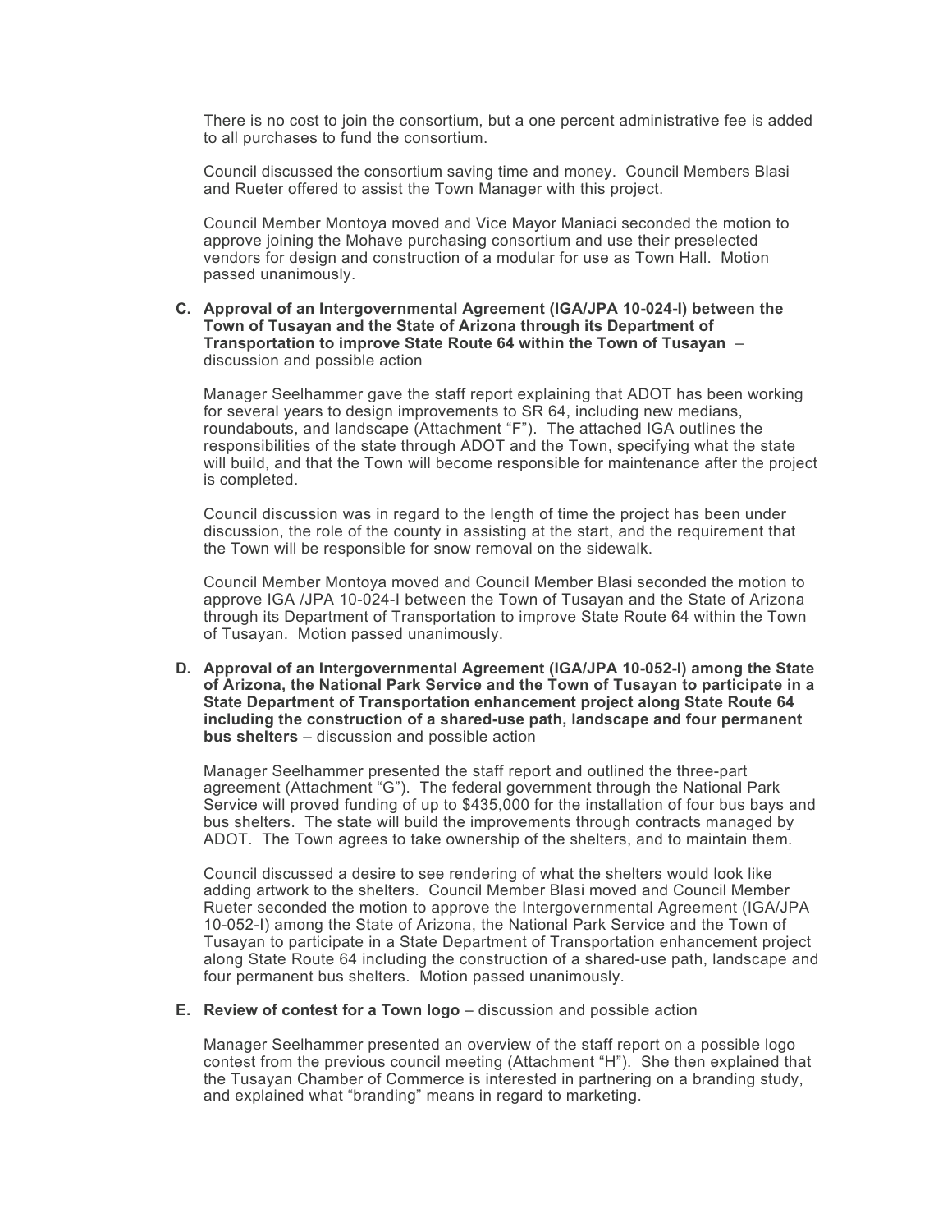There is no cost to join the consortium, but a one percent administrative fee is added to all purchases to fund the consortium.

Council discussed the consortium saving time and money. Council Members Blasi and Rueter offered to assist the Town Manager with this project.

Council Member Montoya moved and Vice Mayor Maniaci seconded the motion to approve joining the Mohave purchasing consortium and use their preselected vendors for design and construction of a modular for use as Town Hall. Motion passed unanimously.

**C. Approval of an Intergovernmental Agreement (IGA/JPA 10-024-I) between the Town of Tusayan and the State of Arizona through its Department of Transportation to improve State Route 64 within the Town of Tusayan** – discussion and possible action

Manager Seelhammer gave the staff report explaining that ADOT has been working for several years to design improvements to SR 64, including new medians, roundabouts, and landscape (Attachment "F"). The attached IGA outlines the responsibilities of the state through ADOT and the Town, specifying what the state will build, and that the Town will become responsible for maintenance after the project is completed.

Council discussion was in regard to the length of time the project has been under discussion, the role of the county in assisting at the start, and the requirement that the Town will be responsible for snow removal on the sidewalk.

Council Member Montoya moved and Council Member Blasi seconded the motion to approve IGA /JPA 10-024-I between the Town of Tusayan and the State of Arizona through its Department of Transportation to improve State Route 64 within the Town of Tusayan. Motion passed unanimously.

**D. Approval of an Intergovernmental Agreement (IGA/JPA 10-052-I) among the State of Arizona, the National Park Service and the Town of Tusayan to participate in a State Department of Transportation enhancement project along State Route 64 including the construction of a shared-use path, landscape and four permanent bus shelters** – discussion and possible action

Manager Seelhammer presented the staff report and outlined the three-part agreement (Attachment "G"). The federal government through the National Park Service will proved funding of up to $435,000 for the installation of four bus bays and bus shelters. The state will build the improvements through contracts managed by ADOT. The Town agrees to take ownership of the shelters, and to maintain them.

Council discussed a desire to see rendering of what the shelters would look like adding artwork to the shelters. Council Member Blasi moved and Council Member Rueter seconded the motion to approve the Intergovernmental Agreement (IGA/JPA 10-052-I) among the State of Arizona, the National Park Service and the Town of Tusayan to participate in a State Department of Transportation enhancement project along State Route 64 including the construction of a shared-use path, landscape and four permanent bus shelters. Motion passed unanimously.

**E. Review of contest for a Town logo** – discussion and possible action

Manager Seelhammer presented an overview of the staff report on a possible logo contest from the previous council meeting (Attachment "H"). She then explained that the Tusayan Chamber of Commerce is interested in partnering on a branding study, and explained what "branding" means in regard to marketing.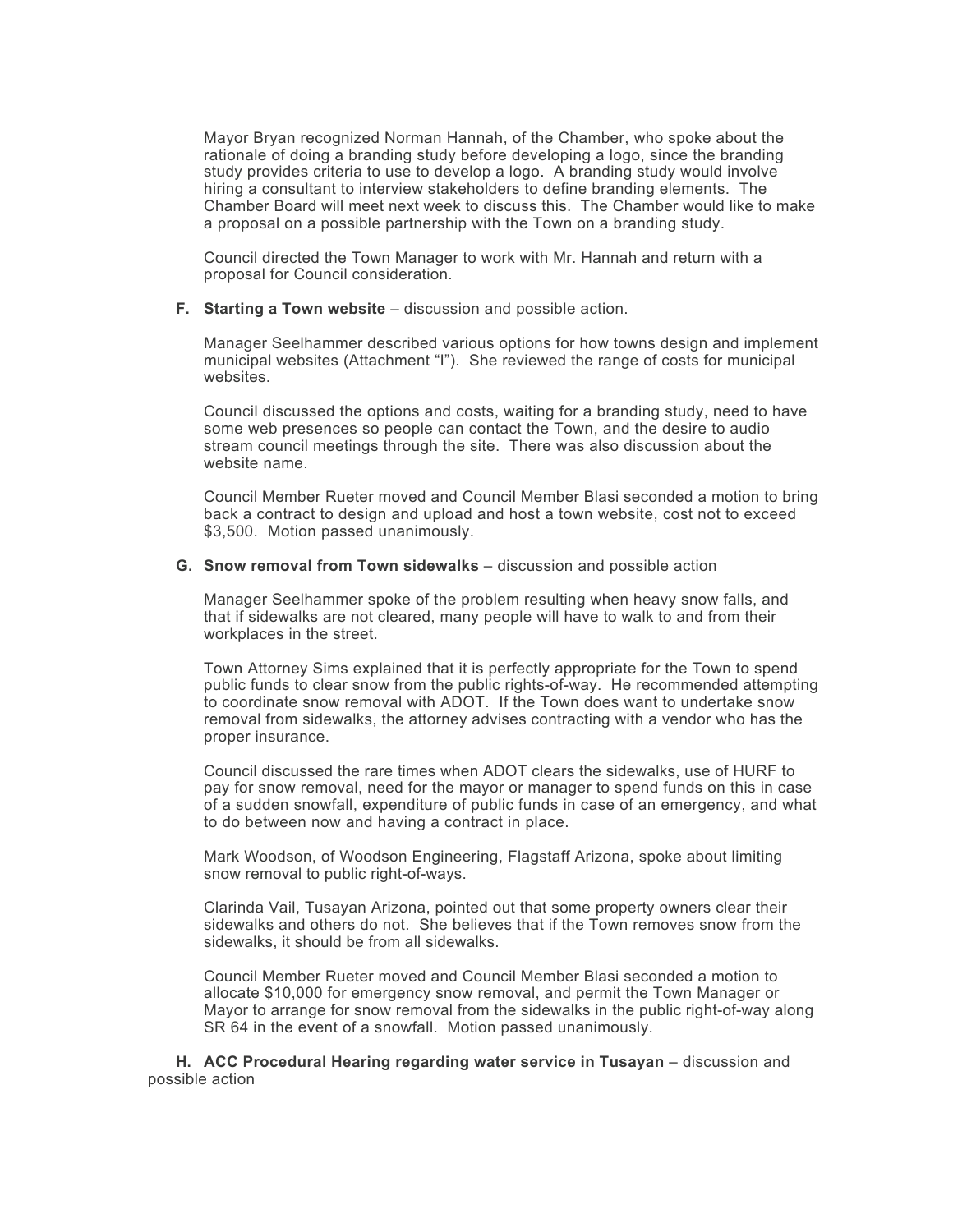Mayor Bryan recognized Norman Hannah, of the Chamber, who spoke about the rationale of doing a branding study before developing a logo, since the branding study provides criteria to use to develop a logo. A branding study would involve hiring a consultant to interview stakeholders to define branding elements. The Chamber Board will meet next week to discuss this. The Chamber would like to make a proposal on a possible partnership with the Town on a branding study.

Council directed the Town Manager to work with Mr. Hannah and return with a proposal for Council consideration.

**F. Starting a Town website** – discussion and possible action.

Manager Seelhammer described various options for how towns design and implement municipal websites (Attachment "I"). She reviewed the range of costs for municipal websites.

Council discussed the options and costs, waiting for a branding study, need to have some web presences so people can contact the Town, and the desire to audio stream council meetings through the site. There was also discussion about the website name.

Council Member Rueter moved and Council Member Blasi seconded a motion to bring back a contract to design and upload and host a town website, cost not to exceed $3,500. Motion passed unanimously.

**G. Snow removal from Town sidewalks** – discussion and possible action

Manager Seelhammer spoke of the problem resulting when heavy snow falls, and that if sidewalks are not cleared, many people will have to walk to and from their workplaces in the street.

Town Attorney Sims explained that it is perfectly appropriate for the Town to spend public funds to clear snow from the public rights-of-way. He recommended attempting to coordinate snow removal with ADOT. If the Town does want to undertake snow removal from sidewalks, the attorney advises contracting with a vendor who has the proper insurance.

Council discussed the rare times when ADOT clears the sidewalks, use of HURF to pay for snow removal, need for the mayor or manager to spend funds on this in case of a sudden snowfall, expenditure of public funds in case of an emergency, and what to do between now and having a contract in place.

Mark Woodson, of Woodson Engineering, Flagstaff Arizona, spoke about limiting snow removal to public right-of-ways.

Clarinda Vail, Tusayan Arizona, pointed out that some property owners clear their sidewalks and others do not. She believes that if the Town removes snow from the sidewalks, it should be from all sidewalks.

Council Member Rueter moved and Council Member Blasi seconded a motion to allocate $10,000 for emergency snow removal, and permit the Town Manager or Mayor to arrange for snow removal from the sidewalks in the public right-of-way along SR 64 in the event of a snowfall. Motion passed unanimously.

**H. ACC Procedural Hearing regarding water service in Tusayan** – discussion and possible action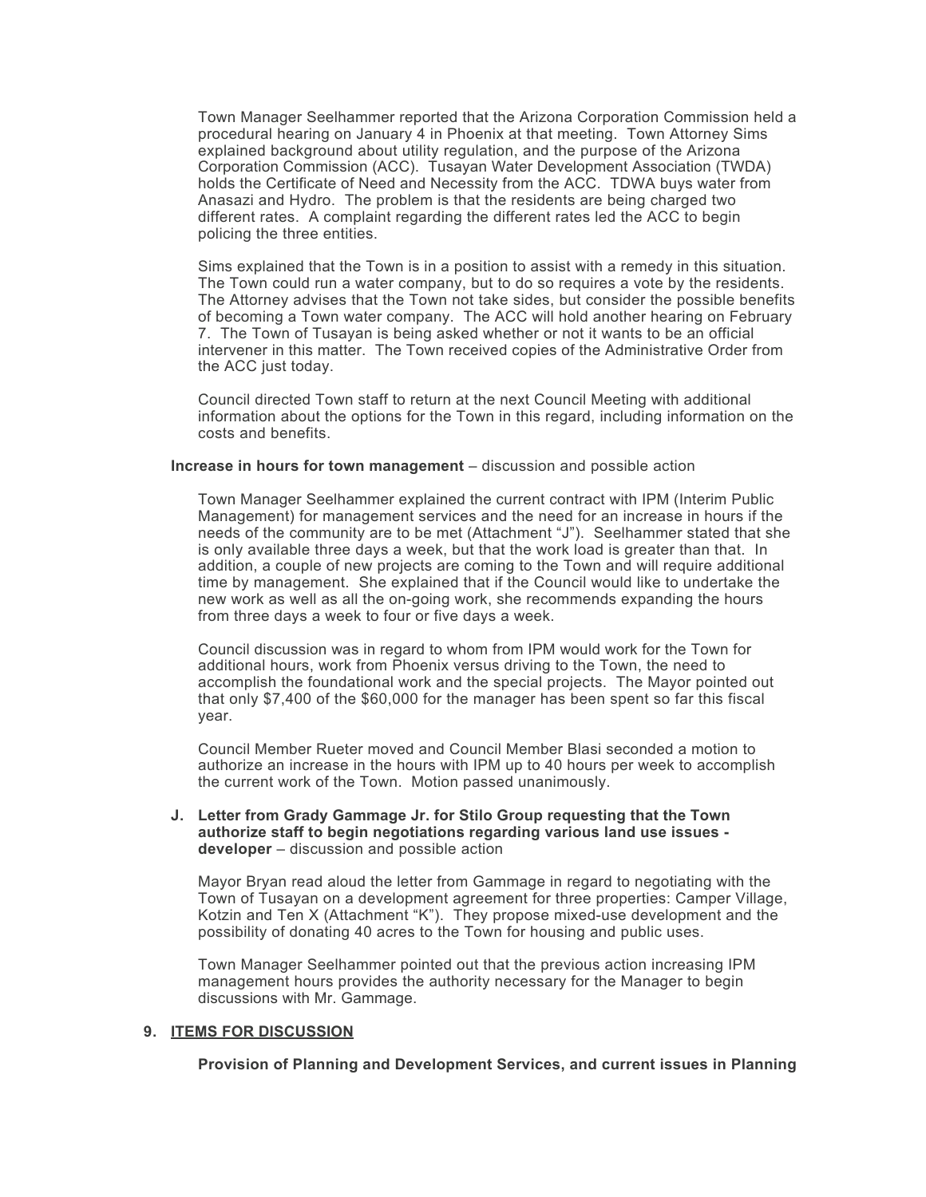Town Manager Seelhammer reported that the Arizona Corporation Commission held a procedural hearing on January 4 in Phoenix at that meeting. Town Attorney Sims explained background about utility regulation, and the purpose of the Arizona Corporation Commission (ACC). Tusayan Water Development Association (TWDA) holds the Certificate of Need and Necessity from the ACC. TDWA buys water from Anasazi and Hydro. The problem is that the residents are being charged two different rates. A complaint regarding the different rates led the ACC to begin policing the three entities.

Sims explained that the Town is in a position to assist with a remedy in this situation. The Town could run a water company, but to do so requires a vote by the residents. The Attorney advises that the Town not take sides, but consider the possible benefits of becoming a Town water company. The ACC will hold another hearing on February 7. The Town of Tusayan is being asked whether or not it wants to be an official intervener in this matter. The Town received copies of the Administrative Order from the ACC just today.

Council directed Town staff to return at the next Council Meeting with additional information about the options for the Town in this regard, including information on the costs and benefits.

**Increase in hours for town management** – discussion and possible action

Town Manager Seelhammer explained the current contract with IPM (Interim Public Management) for management services and the need for an increase in hours if the needs of the community are to be met (Attachment "J"). Seelhammer stated that she is only available three days a week, but that the work load is greater than that. In addition, a couple of new projects are coming to the Town and will require additional time by management. She explained that if the Council would like to undertake the new work as well as all the on-going work, she recommends expanding the hours from three days a week to four or five days a week.

Council discussion was in regard to whom from IPM would work for the Town for additional hours, work from Phoenix versus driving to the Town, the need to accomplish the foundational work and the special projects. The Mayor pointed out that only $7,400 of the $60,000 for the manager has been spent so far this fiscal year.

Council Member Rueter moved and Council Member Blasi seconded a motion to authorize an increase in the hours with IPM up to 40 hours per week to accomplish the current work of the Town. Motion passed unanimously.

**J. Letter from Grady Gammage Jr. for Stilo Group requesting that the Town authorize staff to begin negotiations regarding various land use issues - developer** – discussion and possible action

Mayor Bryan read aloud the letter from Gammage in regard to negotiating with the Town of Tusayan on a development agreement for three properties: Camper Village, Kotzin and Ten X (Attachment "K"). They propose mixed-use development and the possibility of donating 40 acres to the Town for housing and public uses.

Town Manager Seelhammer pointed out that the previous action increasing IPM management hours provides the authority necessary for the Manager to begin discussions with Mr. Gammage.

**9. <u>ITEMS FOR DISCUSSION</u>**

**Provision of Planning and Development Services, and current issues in Planning**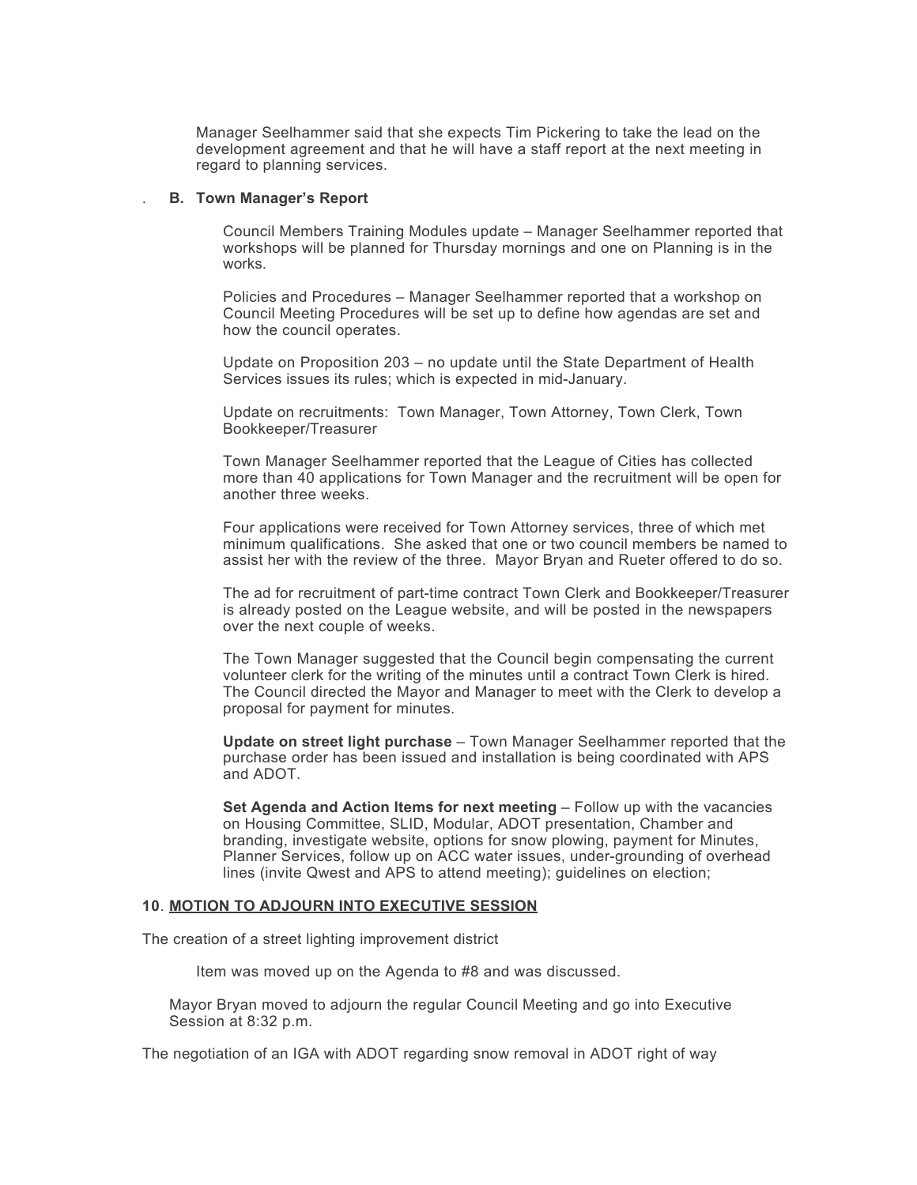Manager Seelhammer said that she expects Tim Pickering to take the lead on the development agreement and that he will have a staff report at the next meeting in regard to planning services.

. **B. Town Manager's Report**

Council Members Training Modules update – Manager Seelhammer reported that workshops will be planned for Thursday mornings and one on Planning is in the works.

Policies and Procedures – Manager Seelhammer reported that a workshop on Council Meeting Procedures will be set up to define how agendas are set and how the council operates.

Update on Proposition 203 – no update until the State Department of Health Services issues its rules; which is expected in mid-January.

Update on recruitments: Town Manager, Town Attorney, Town Clerk, Town Bookkeeper/Treasurer

Town Manager Seelhammer reported that the League of Cities has collected more than 40 applications for Town Manager and the recruitment will be open for another three weeks.

Four applications were received for Town Attorney services, three of which met minimum qualifications. She asked that one or two council members be named to assist her with the review of the three. Mayor Bryan and Rueter offered to do so.

The ad for recruitment of part-time contract Town Clerk and Bookkeeper/Treasurer is already posted on the League website, and will be posted in the newspapers over the next couple of weeks.

The Town Manager suggested that the Council begin compensating the current volunteer clerk for the writing of the minutes until a contract Town Clerk is hired. The Council directed the Mayor and Manager to meet with the Clerk to develop a proposal for payment for minutes.

**Update on street light purchase** – Town Manager Seelhammer reported that the purchase order has been issued and installation is being coordinated with APS and ADOT.

**Set Agenda and Action Items for next meeting** – Follow up with the vacancies on Housing Committee, SLID, Modular, ADOT presentation, Chamber and branding, investigate website, options for snow plowing, payment for Minutes, Planner Services, follow up on ACC water issues, under-grounding of overhead lines (invite Qwest and APS to attend meeting); guidelines on election;

**10**. **<u>MOTION TO ADJOURN INTO EXECUTIVE SESSION</u>**

The creation of a street lighting improvement district

Item was moved up on the Agenda to #8 and was discussed.

Mayor Bryan moved to adjourn the regular Council Meeting and go into Executive Session at 8:32 p.m.

The negotiation of an IGA with ADOT regarding snow removal in ADOT right of way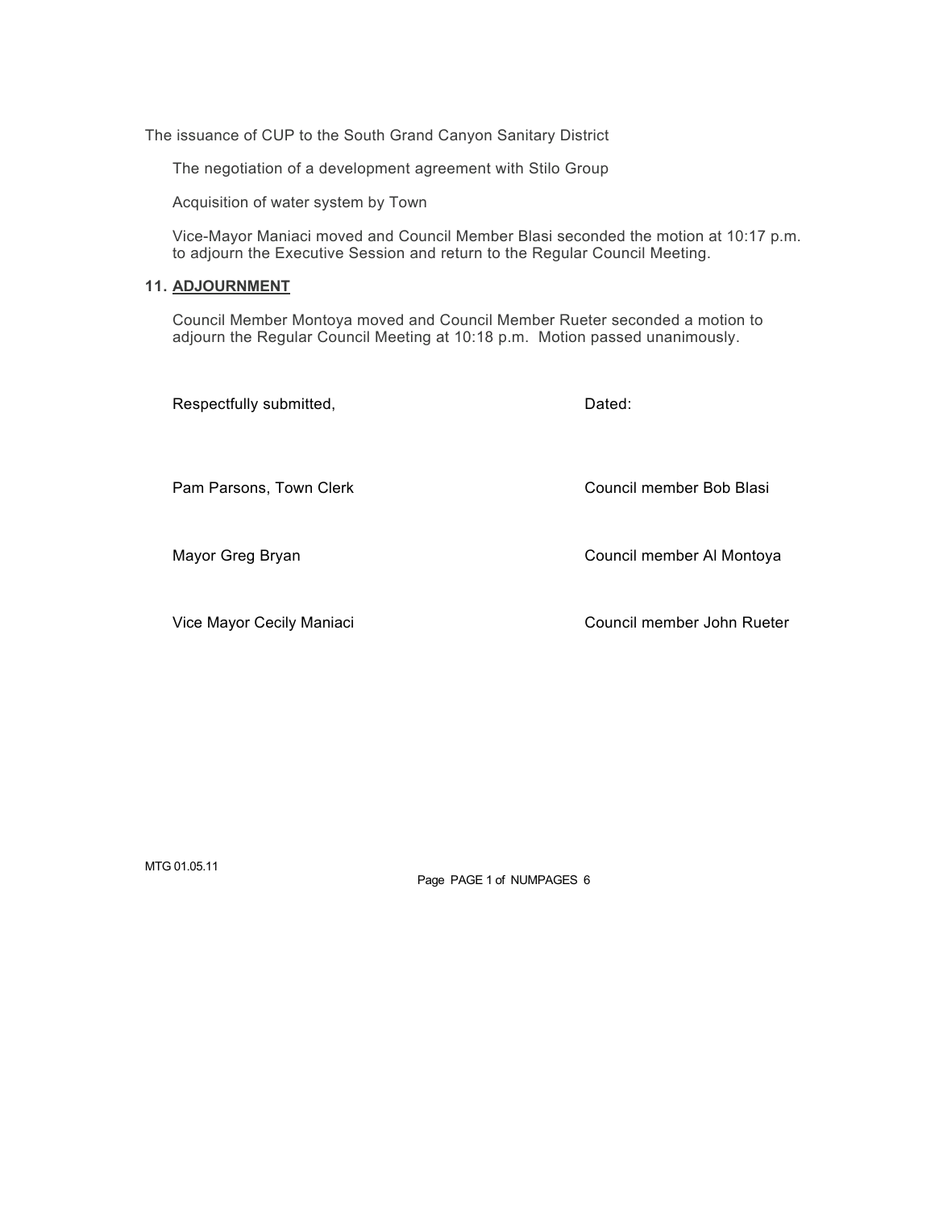The issuance of CUP to the South Grand Canyon Sanitary District

The negotiation of a development agreement with Stilo Group

Acquisition of water system by Town

Vice-Mayor Maniaci moved and Council Member Blasi seconded the motion at 10:17 p.m. to adjourn the Executive Session and return to the Regular Council Meeting.

**11. ADJOURNMENT**

Council Member Montoya moved and Council Member Rueter seconded a motion to adjourn the Regular Council Meeting at 10:18 p.m. Motion passed unanimously.

Respectfully submitted,

Dated:

Pam Parsons, Town Clerk

Council member Bob Blasi

Mayor Greg Bryan

Council member Al Montoya

Vice Mayor Cecily Maniaci

Council member John Rueter

MTG 01.05.11